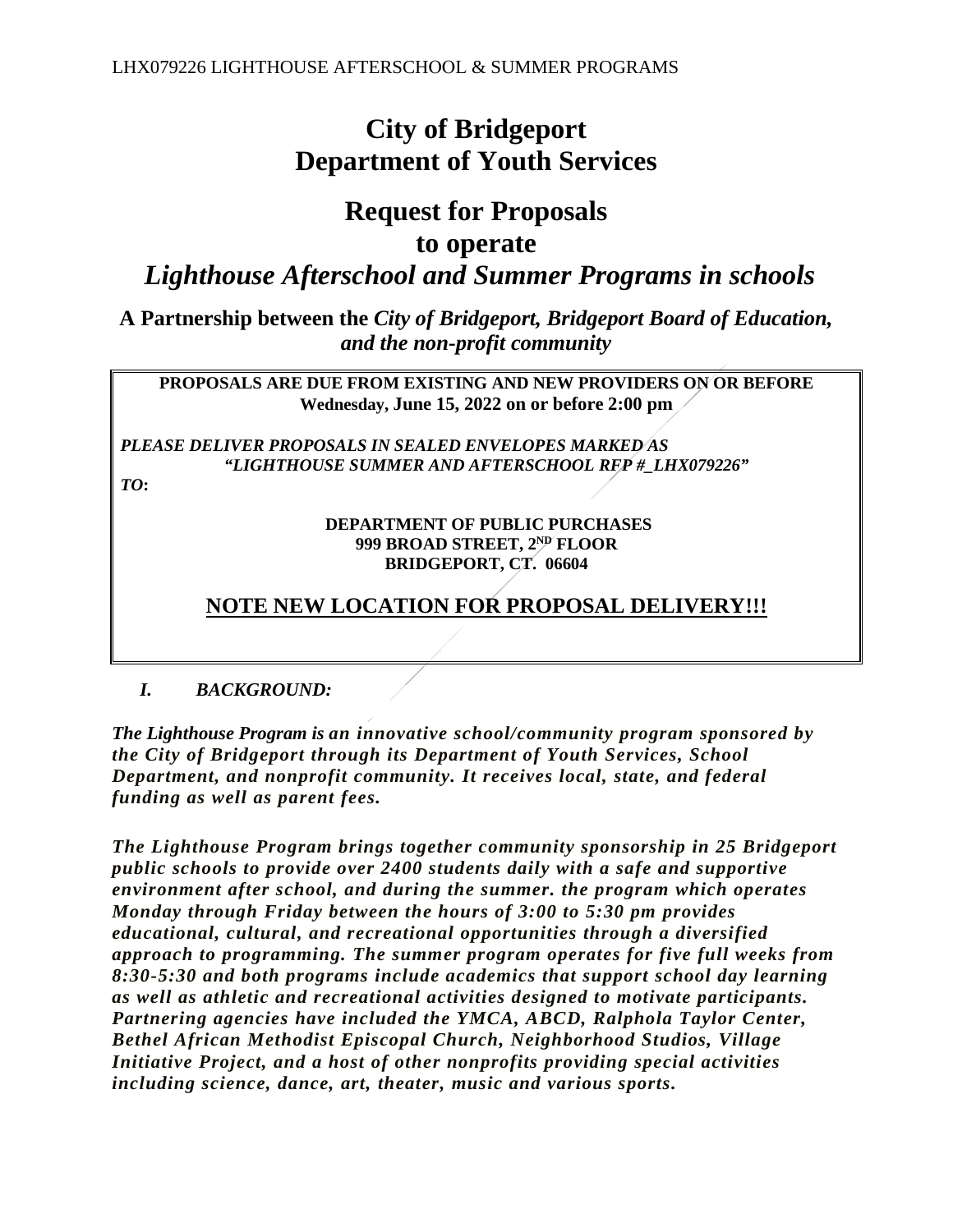# City of Bridgeport
# Department of Youth Services

## Request for Proposals
## to operate
## *Lighthouse Afterschool and Summer Programs in schools*

**A Partnership between the *City of Bridgeport, Bridgeport Board of Education, and the non-profit community***

**PROPOSALS ARE DUE FROM EXISTING AND NEW PROVIDERS ON OR BEFORE Wednesday, June 15, 2022 on or before 2:00 pm**

***PLEASE DELIVER PROPOSALS IN SEALED ENVELOPES MARKED AS "LIGHTHOUSE SUMMER AND AFTERSCHOOL RFP #_LHX079226"***

***TO*:**

**DEPARTMENT OF PUBLIC PURCHASES**
**999 BROAD STREET, 2ND FLOOR**
**BRIDGEPORT, CT. 06604**

**<u>NOTE NEW LOCATION FOR PROPOSAL DELIVERY!!!</u>**

### *I. BACKGROUND:*

***The Lighthouse Program is an innovative school/community program sponsored by the City of Bridgeport through its Department of Youth Services, School Department, and nonprofit community. It receives local, state, and federal funding as well as parent fees.***

***The Lighthouse Program brings together community sponsorship in 25 Bridgeport public schools to provide over 2400 students daily with a safe and supportive environment after school, and during the summer. the program which operates Monday through Friday between the hours of 3:00 to 5:30 pm provides educational, cultural, and recreational opportunities through a diversified approach to programming. The summer program operates for five full weeks from 8:30-5:30 and both programs include academics that support school day learning as well as athletic and recreational activities designed to motivate participants. Partnering agencies have included the YMCA, ABCD, Ralphola Taylor Center, Bethel African Methodist Episcopal Church, Neighborhood Studios, Village Initiative Project, and a host of other nonprofits providing special activities including science, dance, art, theater, music and various sports.***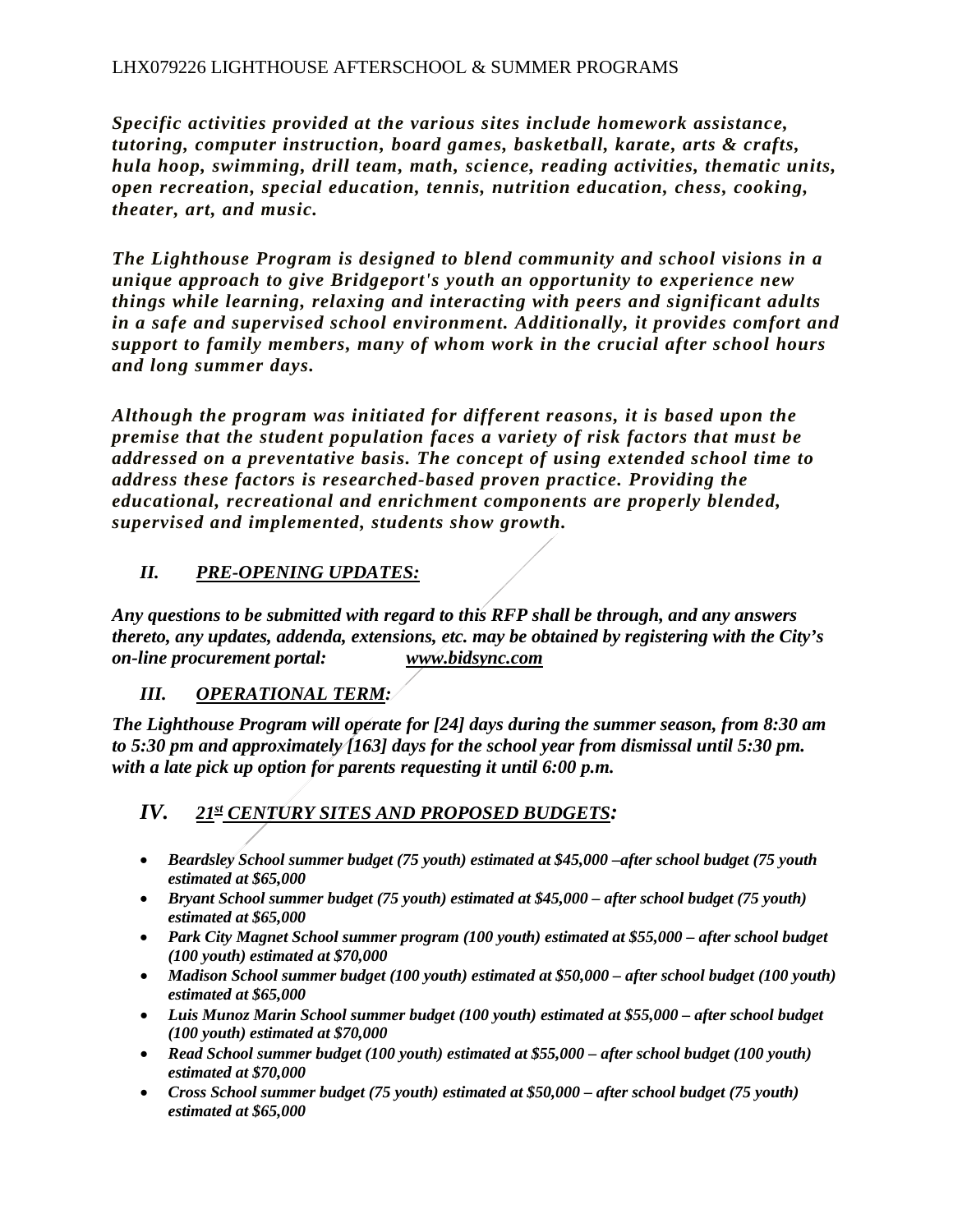*Specific activities provided at the various sites include homework assistance, tutoring, computer instruction, board games, basketball, karate, arts & crafts, hula hoop, swimming, drill team, math, science, reading activities, thematic units, open recreation, special education, tennis, nutrition education, chess, cooking, theater, art, and music.*

***The Lighthouse Program is designed to blend community and school visions in a unique approach to give Bridgeport's youth an opportunity to experience new things while learning, relaxing and interacting with peers and significant adults in a safe and supervised school environment. Additionally, it provides comfort and support to family members, many of whom work in the crucial after school hours and long summer days.***

***Although the program was initiated for different reasons, it is based upon the premise that the student population faces a variety of risk factors that must be addressed on a preventative basis. The concept of using extended school time to address these factors is researched-based proven practice. Providing the educational, recreational and enrichment components are properly blended, supervised and implemented, students show growth.***

## *II. PRE-OPENING UPDATES:*

***Any questions to be submitted with regard to this RFP shall be through, and any answers thereto, any updates, addenda, extensions, etc. may be obtained by registering with the City's on-line procurement portal: [www.bidsync.com](http://www.bidsync.com)***

## *III. OPERATIONAL TERM:*

***The Lighthouse Program will operate for [24] days during the summer season, from 8:30 am to 5:30 pm and approximately [163] days for the school year from dismissal until 5:30 pm. with a late pick up option for parents requesting it until 6:00 p.m.***

## *IV. 21st CENTURY SITES AND PROPOSED BUDGETS:*

- ***Beardsley School summer budget (75 youth) estimated at $45,000 –after school budget (75 youth estimated at $65,000***
- ***Bryant School summer budget (75 youth) estimated at $45,000 – after school budget (75 youth) estimated at $65,000***
- ***Park City Magnet School summer program (100 youth) estimated at $55,000 – after school budget (100 youth) estimated at $70,000***
- ***Madison School summer budget (100 youth) estimated at $50,000 – after school budget (100 youth) estimated at $65,000***
- ***Luis Munoz Marin School summer budget (100 youth) estimated at $55,000 – after school budget (100 youth) estimated at $70,000***
- ***Read School summer budget (100 youth) estimated at $55,000 – after school budget (100 youth) estimated at $70,000***
- ***Cross School summer budget (75 youth) estimated at $50,000 – after school budget (75 youth) estimated at $65,000***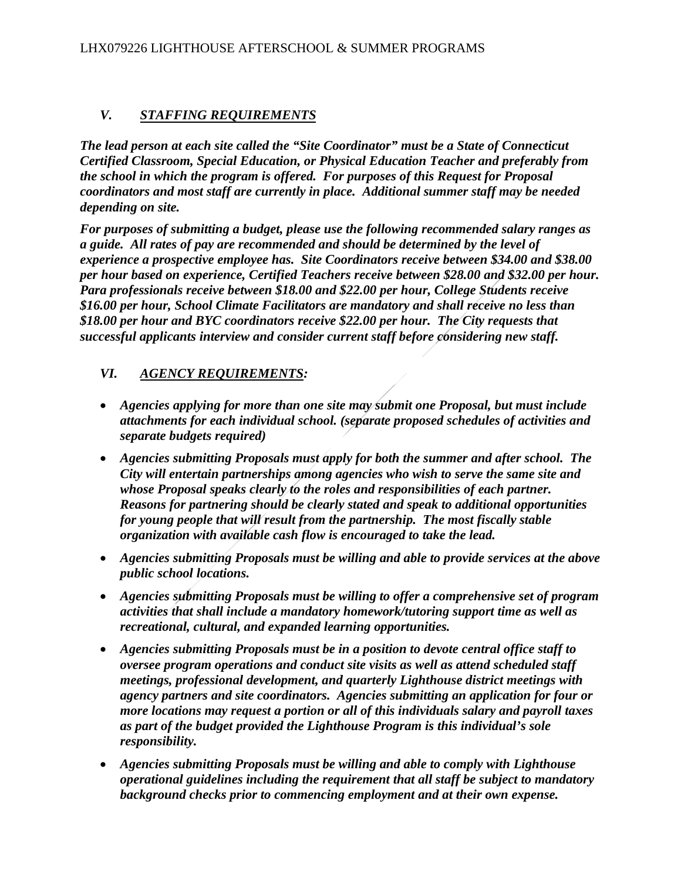## *V. STAFFING REQUIREMENTS*

***The lead person at each site called the "Site Coordinator" must be a State of Connecticut Certified Classroom, Special Education, or Physical Education Teacher and preferably from the school in which the program is offered. For purposes of this Request for Proposal coordinators and most staff are currently in place. Additional summer staff may be needed depending on site.***

***For purposes of submitting a budget, please use the following recommended salary ranges as a guide. All rates of pay are recommended and should be determined by the level of experience a prospective employee has. Site Coordinators receive between $34.00 and $38.00 per hour based on experience, Certified Teachers receive between $28.00 and $32.00 per hour. Para professionals receive between $18.00 and $22.00 per hour, College Students receive $16.00 per hour, School Climate Facilitators are mandatory and shall receive no less than $18.00 per hour and BYC coordinators receive $22.00 per hour. The City requests that successful applicants interview and consider current staff before considering new staff.***

## *VI. AGENCY REQUIREMENTS:*

- ***Agencies applying for more than one site may submit one Proposal, but must include attachments for each individual school. (separate proposed schedules of activities and separate budgets required)***
- ***Agencies submitting Proposals must apply for both the summer and after school. The City will entertain partnerships among agencies who wish to serve the same site and whose Proposal speaks clearly to the roles and responsibilities of each partner. Reasons for partnering should be clearly stated and speak to additional opportunities for young people that will result from the partnership. The most fiscally stable organization with available cash flow is encouraged to take the lead.***
- ***Agencies submitting Proposals must be willing and able to provide services at the above public school locations.***
- ***Agencies submitting Proposals must be willing to offer a comprehensive set of program activities that shall include a mandatory homework/tutoring support time as well as recreational, cultural, and expanded learning opportunities.***
- ***Agencies submitting Proposals must be in a position to devote central office staff to oversee program operations and conduct site visits as well as attend scheduled staff meetings, professional development, and quarterly Lighthouse district meetings with agency partners and site coordinators. Agencies submitting an application for four or more locations may request a portion or all of this individuals salary and payroll taxes as part of the budget provided the Lighthouse Program is this individual's sole responsibility.***
- ***Agencies submitting Proposals must be willing and able to comply with Lighthouse operational guidelines including the requirement that all staff be subject to mandatory background checks prior to commencing employment and at their own expense.***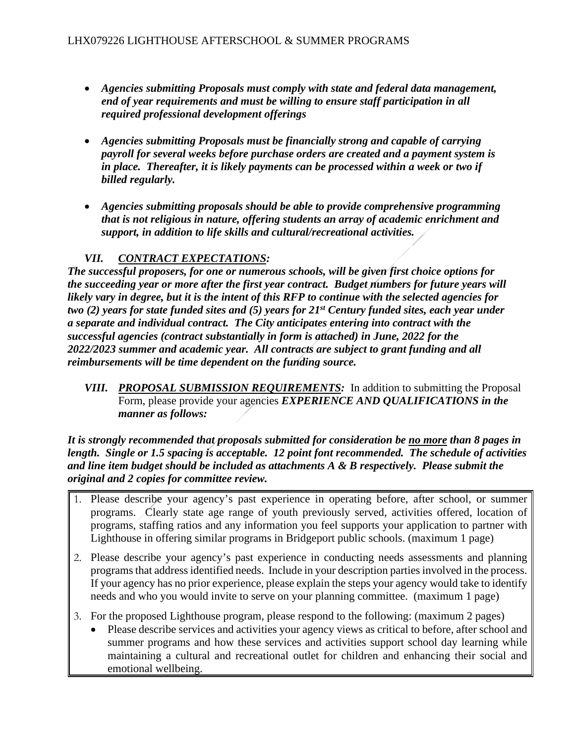- ***Agencies submitting Proposals must comply with state and federal data management, end of year requirements and must be willing to ensure staff participation in all required professional development offerings***

- ***Agencies submitting Proposals must be financially strong and capable of carrying payroll for several weeks before purchase orders are created and a payment system is in place. Thereafter, it is likely payments can be processed within a week or two if billed regularly.***

- ***Agencies submitting proposals should be able to provide comprehensive programming that is not religious in nature, offering students an array of academic enrichment and support, in addition to life skills and cultural/recreational activities.***

## *VII. <u>CONTRACT EXPECTATIONS</u>:*

***The successful proposers, for one or numerous schools, will be given first choice options for the succeeding year or more after the first year contract. Budget numbers for future years will likely vary in degree, but it is the intent of this RFP to continue with the selected agencies for two (2) years for state funded sites and (5) years for 21st Century funded sites, each year under a separate and individual contract. The City anticipates entering into contract with the successful agencies (contract substantially in form is attached) in June, 2022 for the 2022/2023 summer and academic year. All contracts are subject to grant funding and all reimbursements will be time dependent on the funding source.***

## *VIII. <u>PROPOSAL SUBMISSION REQUIREMENTS</u>:* In addition to submitting the Proposal Form, please provide your agencies ***EXPERIENCE AND QUALIFICATIONS in the manner as follows:***

***It is strongly recommended that proposals submitted for consideration be <u>no more</u> than 8 pages in length. Single or 1.5 spacing is acceptable. 12 point font recommended. The schedule of activities and line item budget should be included as attachments A & B respectively. Please submit the original and 2 copies for committee review.***

1. Please describe your agency's past experience in operating before, after school, or summer programs. Clearly state age range of youth previously served, activities offered, location of programs, staffing ratios and any information you feel supports your application to partner with Lighthouse in offering similar programs in Bridgeport public schools. (maximum 1 page)
2. Please describe your agency's past experience in conducting needs assessments and planning programs that address identified needs. Include in your description parties involved in the process. If your agency has no prior experience, please explain the steps your agency would take to identify needs and who you would invite to serve on your planning committee. (maximum 1 page)
3. For the proposed Lighthouse program, please respond to the following: (maximum 2 pages)
   - Please describe services and activities your agency views as critical to before, after school and summer programs and how these services and activities support school day learning while maintaining a cultural and recreational outlet for children and enhancing their social and emotional wellbeing.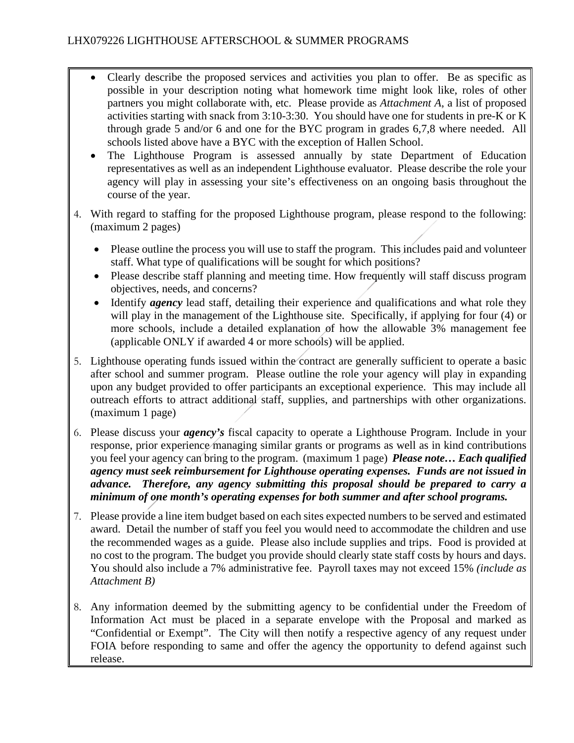- Clearly describe the proposed services and activities you plan to offer. Be as specific as possible in your description noting what homework time might look like, roles of other partners you might collaborate with, etc. Please provide as *Attachment A*, a list of proposed activities starting with snack from 3:10-3:30. You should have one for students in pre-K or K through grade 5 and/or 6 and one for the BYC program in grades 6,7,8 where needed. All schools listed above have a BYC with the exception of Hallen School.
- The Lighthouse Program is assessed annually by state Department of Education representatives as well as an independent Lighthouse evaluator. Please describe the role your agency will play in assessing your site's effectiveness on an ongoing basis throughout the course of the year.

4. With regard to staffing for the proposed Lighthouse program, please respond to the following: (maximum 2 pages)

   - Please outline the process you will use to staff the program. This includes paid and volunteer staff. What type of qualifications will be sought for which positions?
   - Please describe staff planning and meeting time. How frequently will staff discuss program objectives, needs, and concerns?
   - Identify ***agency*** lead staff, detailing their experience and qualifications and what role they will play in the management of the Lighthouse site. Specifically, if applying for four (4) or more schools, include a detailed explanation of how the allowable 3% management fee (applicable ONLY if awarded 4 or more schools) will be applied.

5. Lighthouse operating funds issued within the contract are generally sufficient to operate a basic after school and summer program. Please outline the role your agency will play in expanding upon any budget provided to offer participants an exceptional experience. This may include all outreach efforts to attract additional staff, supplies, and partnerships with other organizations. (maximum 1 page)

6. Please discuss your ***agency's*** fiscal capacity to operate a Lighthouse Program. Include in your response, prior experience managing similar grants or programs as well as in kind contributions you feel your agency can bring to the program. (maximum 1 page) ***Please note… Each qualified agency must seek reimbursement for Lighthouse operating expenses. Funds are not issued in advance. Therefore, any agency submitting this proposal should be prepared to carry a minimum of one month's operating expenses for both summer and after school programs.***

7. Please provide a line item budget based on each sites expected numbers to be served and estimated award. Detail the number of staff you feel you would need to accommodate the children and use the recommended wages as a guide. Please also include supplies and trips. Food is provided at no cost to the program. The budget you provide should clearly state staff costs by hours and days. You should also include a 7% administrative fee. Payroll taxes may not exceed 15% *(include as Attachment B)*

8. Any information deemed by the submitting agency to be confidential under the Freedom of Information Act must be placed in a separate envelope with the Proposal and marked as "Confidential or Exempt". The City will then notify a respective agency of any request under FOIA before responding to same and offer the agency the opportunity to defend against such release.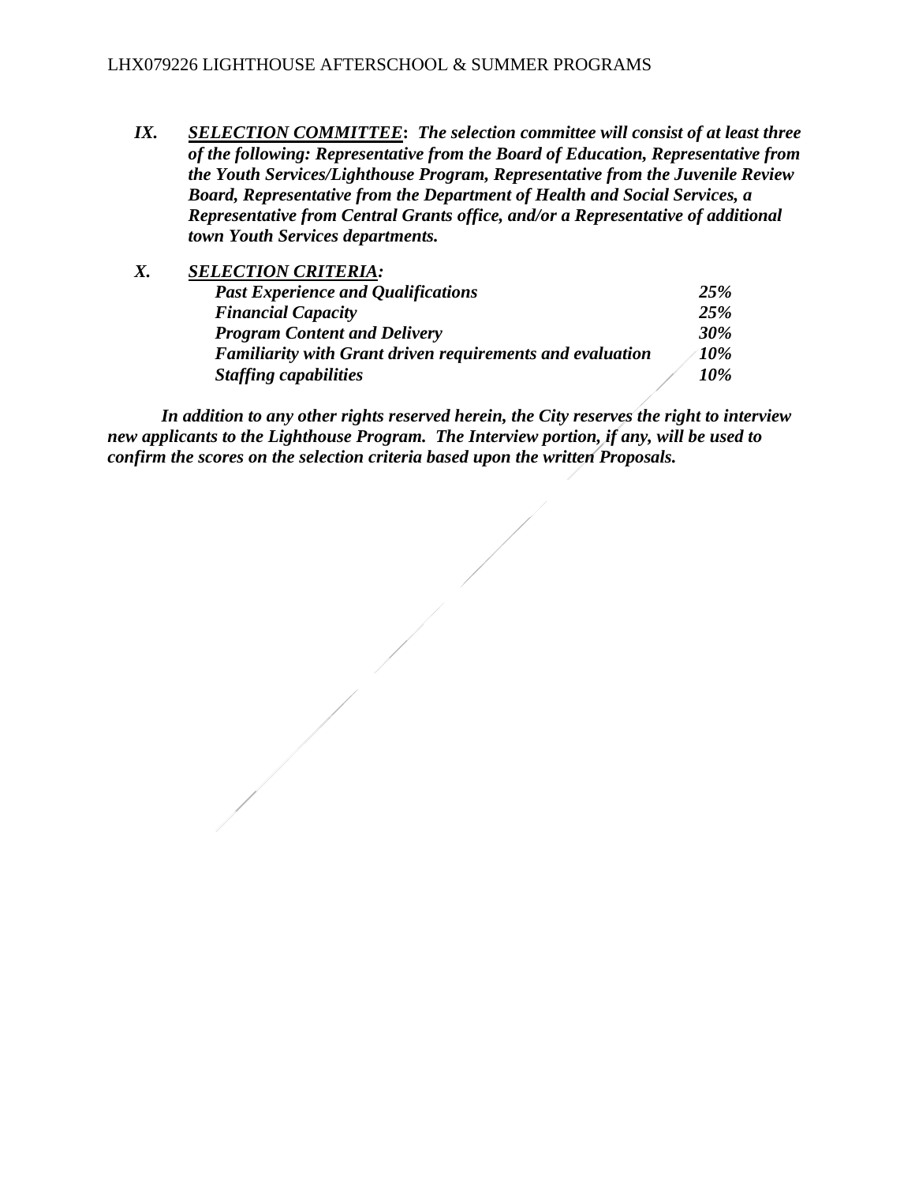***IX.*** ***<u>SELECTION COMMITTEE</u>: The selection committee will consist of at least three of the following: Representative from the Board of Education, Representative from the Youth Services/Lighthouse Program, Representative from the Juvenile Review Board, Representative from the Department of Health and Social Services, a Representative from Central Grants office, and/or a Representative of additional town Youth Services departments.***

***X.*** ***<u>SELECTION CRITERIA</u>:***

| Criteria | Weight |
|---|---|
| ***Past Experience and Qualifications*** | ***25%*** |
| ***Financial Capacity*** | ***25%*** |
| ***Program Content and Delivery*** | ***30%*** |
| ***Familiarity with Grant driven requirements and evaluation*** | ***10%*** |
| ***Staffing capabilities*** | ***10%*** |

***In addition to any other rights reserved herein, the City reserves the right to interview new applicants to the Lighthouse Program. The Interview portion, if any, will be used to confirm the scores on the selection criteria based upon the written Proposals.***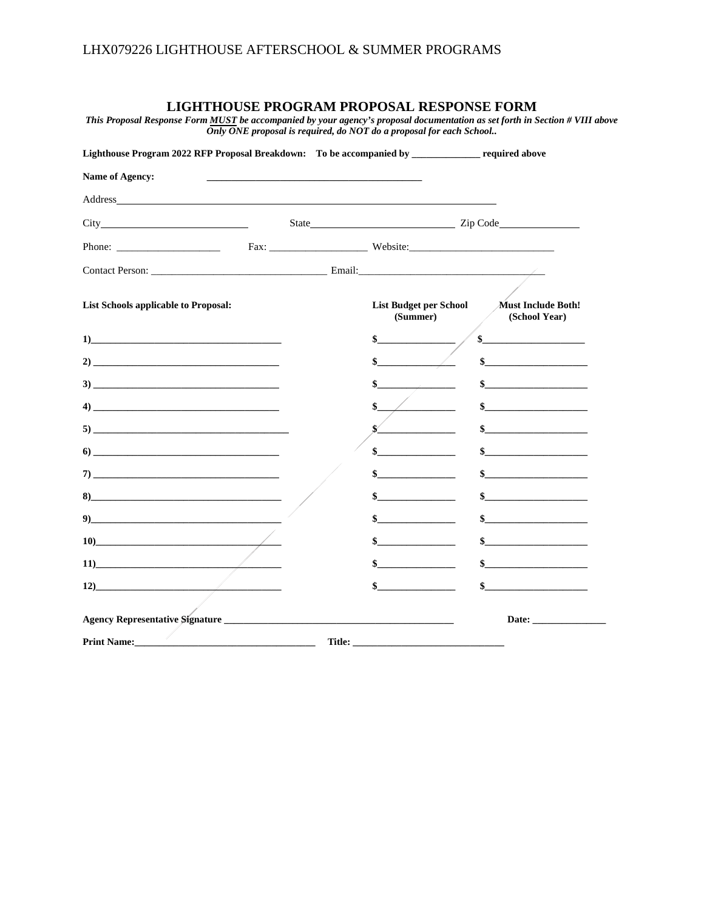## LIGHTHOUSE PROGRAM PROPOSAL RESPONSE FORM

***This Proposal Response Form MUST be accompanied by your agency's proposal documentation as set forth in Section # VIII above Only ONE proposal is required, do NOT do a proposal for each School..***

**Lighthouse Program 2022 RFP Proposal Breakdown: To be accompanied by ______________ required above**

**Name of Agency:** ____________________________________________

Address____________________________________________________________

City____________________________ State____________________________ Zip Code________________

Phone: ____________________ Fax: ___________________ Website:____________________________

Contact Person: __________________________________ Email:____________________________________

| List Schools applicable to Proposal: | List Budget per School (Summer) | Must Include Both! (School Year) |
|---|---|---|
| 1)________________________________ | $_______________ | $____________________ |
| 2)________________________________ | $_______________ | $____________________ |
| 3)________________________________ | $_______________ | $____________________ |
| 4)________________________________ | $_______________ | $____________________ |
| 5)________________________________ | $_______________ | $____________________ |
| 6)________________________________ | $_______________ | $____________________ |
| 7)________________________________ | $_______________ | $____________________ |
| 8)________________________________ | $_______________ | $____________________ |
| 9)________________________________ | $_______________ | $____________________ |
| 10)_______________________________ | $_______________ | $____________________ |
| 11)_______________________________ | $_______________ | $____________________ |
| 12)_______________________________ | $_______________ | $____________________ |

**Agency Representative Signature** ________________________________________________ **Date:** _______________

**Print Name:**_____________________________________ **Title:** _______________________________